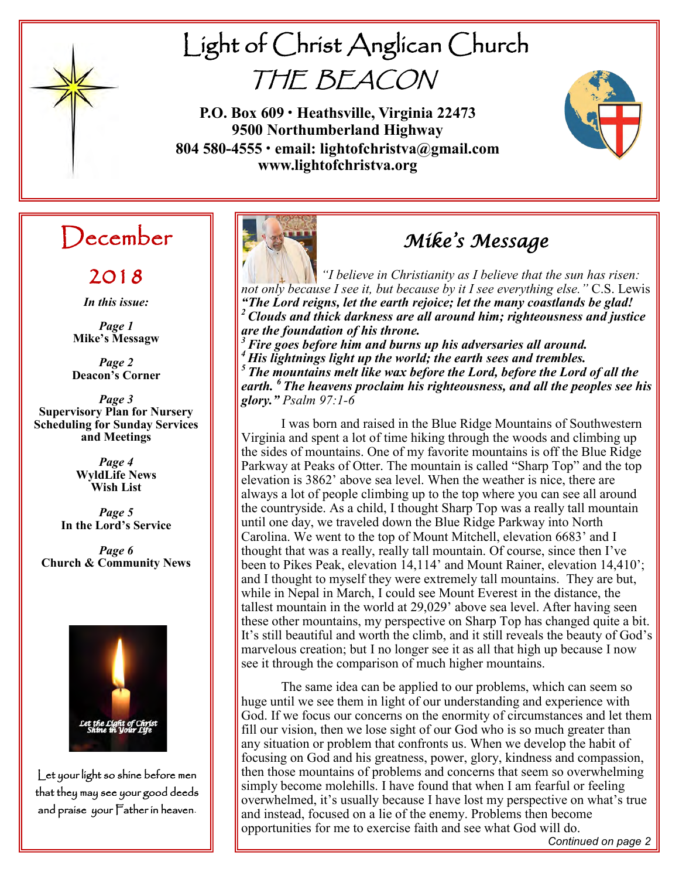# Light of Christ Anglican Church

# THE BEACON

**P.O. Box 609 • Heathsville, Virginia 22473**
**9500 Northumberland Highway**
**804 580-4555 • email: lightofchristva@gmail.com**
**www.lightofchristva.org**

## December

## 2018

*In this issue:*

*Page 1*
**Mike's Messagw**

*Page 2*
**Deacon's Corner**

*Page 3*
**Supervisory Plan for Nursery**
**Scheduling for Sunday Services and Meetings**

*Page 4*
**WyldLife News**
**Wish List**

*Page 5*
**In the Lord's Service**

*Page 6*
**Church & Community News**

Let the Light of Christ Shine in Your Life

Let your light so shine before men that they may see your good deeds and praise your Father in heaven.

## *Mike's Message*

*"I believe in Christianity as I believe that the sun has risen: not only because I see it, but because by it I see everything else."* C.S. Lewis

***"The Lord reigns, let the earth rejoice; let the many coastlands be glad! [2] Clouds and thick darkness are all around him; righteousness and justice are the foundation of his throne. [3] Fire goes before him and burns up his adversaries all around. [4] His lightnings light up the world; the earth sees and trembles. [5] The mountains melt like wax before the Lord, before the Lord of all the earth. [6] The heavens proclaim his righteousness, and all the peoples see his glory."*** *Psalm 97:1-6*

I was born and raised in the Blue Ridge Mountains of Southwestern Virginia and spent a lot of time hiking through the woods and climbing up the sides of mountains. One of my favorite mountains is off the Blue Ridge Parkway at Peaks of Otter. The mountain is called "Sharp Top" and the top elevation is 3862' above sea level. When the weather is nice, there are always a lot of people climbing up to the top where you can see all around the countryside. As a child, I thought Sharp Top was a really tall mountain until one day, we traveled down the Blue Ridge Parkway into North Carolina. We went to the top of Mount Mitchell, elevation 6683' and I thought that was a really, really tall mountain. Of course, since then I've been to Pikes Peak, elevation 14,114' and Mount Rainer, elevation 14,410'; and I thought to myself they were extremely tall mountains. They are but, while in Nepal in March, I could see Mount Everest in the distance, the tallest mountain in the world at 29,029' above sea level. After having seen these other mountains, my perspective on Sharp Top has changed quite a bit. It's still beautiful and worth the climb, and it still reveals the beauty of God's marvelous creation; but I no longer see it as all that high up because I now see it through the comparison of much higher mountains.

The same idea can be applied to our problems, which can seem so huge until we see them in light of our understanding and experience with God. If we focus our concerns on the enormity of circumstances and let them fill our vision, then we lose sight of our God who is so much greater than any situation or problem that confronts us. When we develop the habit of focusing on God and his greatness, power, glory, kindness and compassion, then those mountains of problems and concerns that seem so overwhelming simply become molehills. I have found that when I am fearful or feeling overwhelmed, it's usually because I have lost my perspective on what's true and instead, focused on a lie of the enemy. Problems then become opportunities for me to exercise faith and see what God will do.

*Continued on page 2*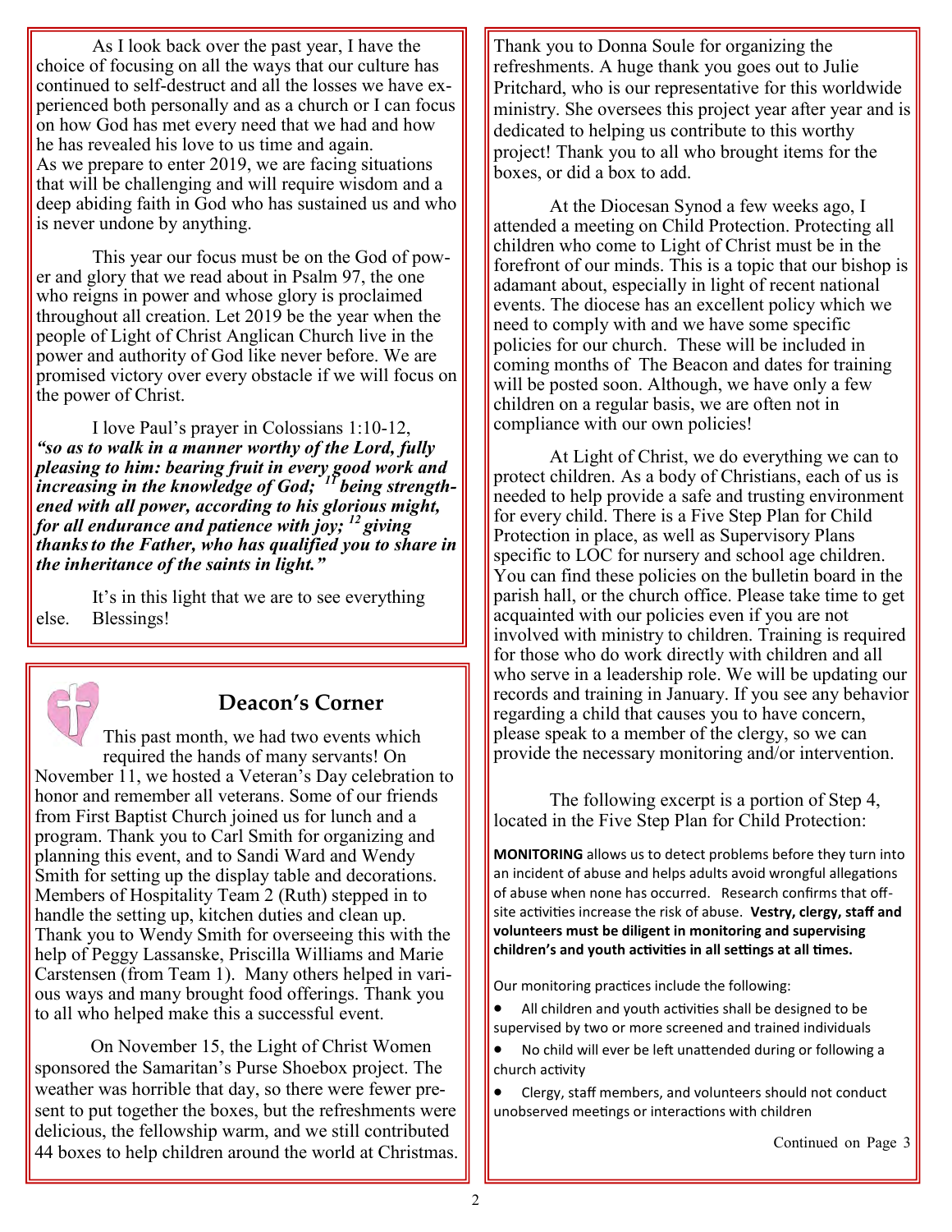As I look back over the past year, I have the choice of focusing on all the ways that our culture has continued to self-destruct and all the losses we have experienced both personally and as a church or I can focus on how God has met every need that we had and how he has revealed his love to us time and again. As we prepare to enter 2019, we are facing situations that will be challenging and will require wisdom and a deep abiding faith in God who has sustained us and who is never undone by anything.

This year our focus must be on the God of power and glory that we read about in Psalm 97, the one who reigns in power and whose glory is proclaimed throughout all creation. Let 2019 be the year when the people of Light of Christ Anglican Church live in the power and authority of God like never before. We are promised victory over every obstacle if we will focus on the power of Christ.

I love Paul's prayer in Colossians 1:10-12, ***"so as to walk in a manner worthy of the Lord, fully pleasing to him: bearing fruit in every good work and increasing in the knowledge of God; [11] being strengthened with all power, according to his glorious might, for all endurance and patience with joy; [12] giving thanks to the Father, who has qualified you to share in the inheritance of the saints in light."***

It's in this light that we are to see everything else. Blessings!

## Deacon's Corner

This past month, we had two events which required the hands of many servants! On November 11, we hosted a Veteran's Day celebration to honor and remember all veterans. Some of our friends from First Baptist Church joined us for lunch and a program. Thank you to Carl Smith for organizing and planning this event, and to Sandi Ward and Wendy Smith for setting up the display table and decorations. Members of Hospitality Team 2 (Ruth) stepped in to handle the setting up, kitchen duties and clean up. Thank you to Wendy Smith for overseeing this with the help of Peggy Lassanske, Priscilla Williams and Marie Carstensen (from Team 1). Many others helped in various ways and many brought food offerings. Thank you to all who helped make this a successful event.

On November 15, the Light of Christ Women sponsored the Samaritan's Purse Shoebox project. The weather was horrible that day, so there were fewer present to put together the boxes, but the refreshments were delicious, the fellowship warm, and we still contributed 44 boxes to help children around the world at Christmas. Thank you to Donna Soule for organizing the refreshments. A huge thank you goes out to Julie Pritchard, who is our representative for this worldwide ministry. She oversees this project year after year and is dedicated to helping us contribute to this worthy project! Thank you to all who brought items for the boxes, or did a box to add.

At the Diocesan Synod a few weeks ago, I attended a meeting on Child Protection. Protecting all children who come to Light of Christ must be in the forefront of our minds. This is a topic that our bishop is adamant about, especially in light of recent national events. The diocese has an excellent policy which we need to comply with and we have some specific policies for our church. These will be included in coming months of The Beacon and dates for training will be posted soon. Although, we have only a few children on a regular basis, we are often not in compliance with our own policies!

At Light of Christ, we do everything we can to protect children. As a body of Christians, each of us is needed to help provide a safe and trusting environment for every child. There is a Five Step Plan for Child Protection in place, as well as Supervisory Plans specific to LOC for nursery and school age children. You can find these policies on the bulletin board in the parish hall, or the church office. Please take time to get acquainted with our policies even if you are not involved with ministry to children. Training is required for those who do work directly with children and all who serve in a leadership role. We will be updating our records and training in January. If you see any behavior regarding a child that causes you to have concern, please speak to a member of the clergy, so we can provide the necessary monitoring and/or intervention.

The following excerpt is a portion of Step 4, located in the Five Step Plan for Child Protection:

**MONITORING** allows us to detect problems before they turn into an incident of abuse and helps adults avoid wrongful allegations of abuse when none has occurred. Research confirms that off-site activities increase the risk of abuse. **Vestry, clergy, staff and volunteers must be diligent in monitoring and supervising children's and youth activities in all settings at all times.**

Our monitoring practices include the following:

- All children and youth activities shall be designed to be supervised by two or more screened and trained individuals
- No child will ever be left unattended during or following a church activity
- Clergy, staff members, and volunteers should not conduct unobserved meetings or interactions with children

Continued on Page 3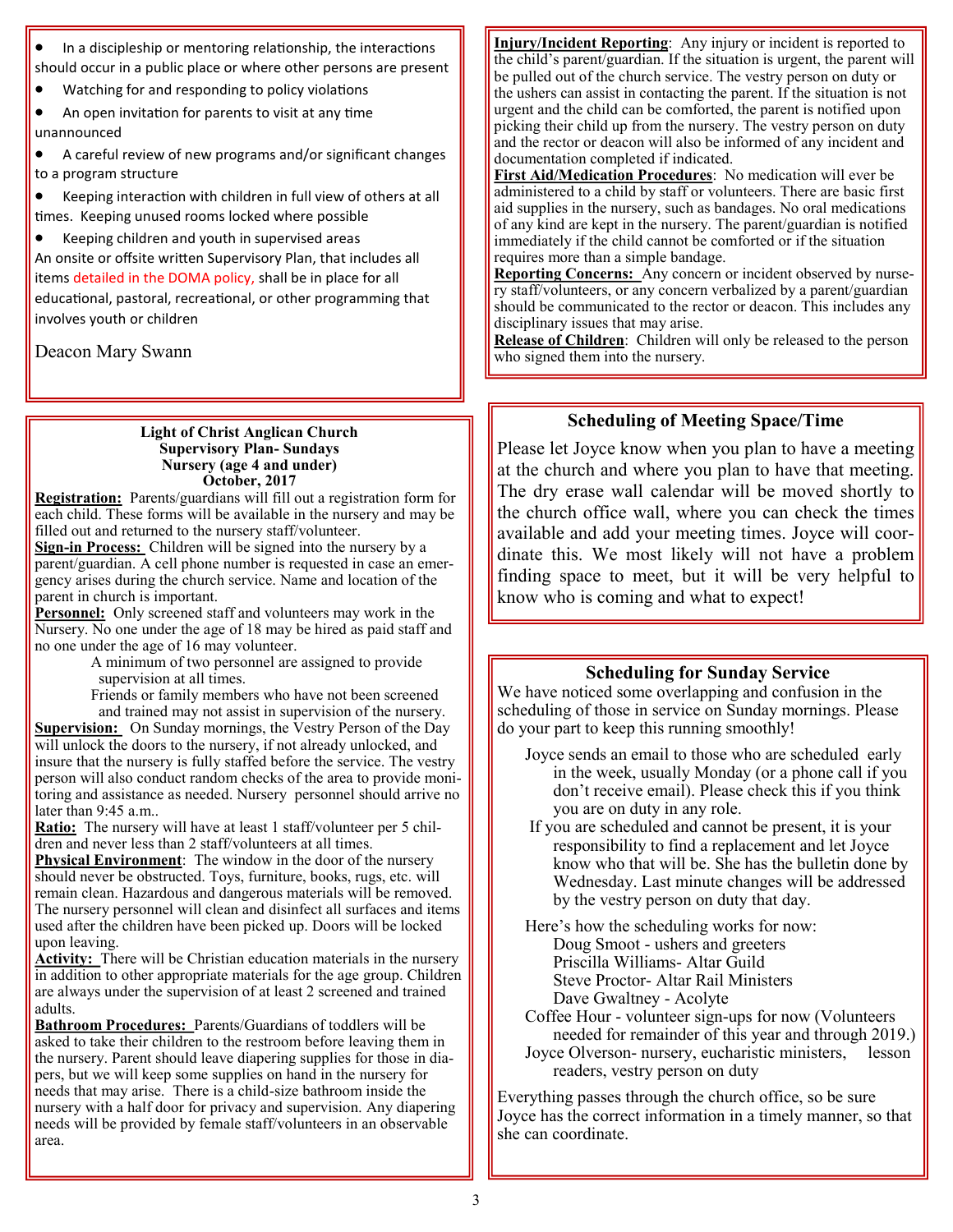- In a discipleship or mentoring relationship, the interactions should occur in a public place or where other persons are present
- Watching for and responding to policy violations
- An open invitation for parents to visit at any time unannounced
- A careful review of new programs and/or significant changes to a program structure
- Keeping interaction with children in full view of others at all times. Keeping unused rooms locked where possible
- Keeping children and youth in supervised areas

An onsite or offsite written Supervisory Plan, that includes all items detailed in the DOMA policy, shall be in place for all educational, pastoral, recreational, or other programming that involves youth or children

Deacon Mary Swann

**Light of Christ Anglican Church**
**Supervisory Plan- Sundays**
**Nursery (age 4 and under)**
**October, 2017**

**Registration:** Parents/guardians will fill out a registration form for each child. These forms will be available in the nursery and may be filled out and returned to the nursery staff/volunteer.

**Sign-in Process:** Children will be signed into the nursery by a parent/guardian. A cell phone number is requested in case an emergency arises during the church service. Name and location of the parent in church is important.

**Personnel:** Only screened staff and volunteers may work in the Nursery. No one under the age of 18 may be hired as paid staff and no one under the age of 16 may volunteer.

A minimum of two personnel are assigned to provide supervision at all times.

Friends or family members who have not been screened and trained may not assist in supervision of the nursery.

**Supervision:** On Sunday mornings, the Vestry Person of the Day will unlock the doors to the nursery, if not already unlocked, and insure that the nursery is fully staffed before the service. The vestry person will also conduct random checks of the area to provide monitoring and assistance as needed. Nursery personnel should arrive no later than 9:45 a.m..

**Ratio:** The nursery will have at least 1 staff/volunteer per 5 children and never less than 2 staff/volunteers at all times.

**Physical Environment**: The window in the door of the nursery should never be obstructed. Toys, furniture, books, rugs, etc. will remain clean. Hazardous and dangerous materials will be removed. The nursery personnel will clean and disinfect all surfaces and items used after the children have been picked up. Doors will be locked upon leaving.

**Activity:** There will be Christian education materials in the nursery in addition to other appropriate materials for the age group. Children are always under the supervision of at least 2 screened and trained adults.

**Bathroom Procedures:** Parents/Guardians of toddlers will be asked to take their children to the restroom before leaving them in the nursery. Parent should leave diapering supplies for those in diapers, but we will keep some supplies on hand in the nursery for needs that may arise. There is a child-size bathroom inside the nursery with a half door for privacy and supervision. Any diapering needs will be provided by female staff/volunteers in an observable area.

**Injury/Incident Reporting**: Any injury or incident is reported to the child's parent/guardian. If the situation is urgent, the parent will be pulled out of the church service. The vestry person on duty or the ushers can assist in contacting the parent. If the situation is not urgent and the child can be comforted, the parent is notified upon picking their child up from the nursery. The vestry person on duty and the rector or deacon will also be informed of any incident and documentation completed if indicated.

**First Aid/Medication Procedures**: No medication will ever be administered to a child by staff or volunteers. There are basic first aid supplies in the nursery, such as bandages. No oral medications of any kind are kept in the nursery. The parent/guardian is notified immediately if the child cannot be comforted or if the situation requires more than a simple bandage.

**Reporting Concerns:** Any concern or incident observed by nursery staff/volunteers, or any concern verbalized by a parent/guardian should be communicated to the rector or deacon. This includes any disciplinary issues that may arise.

**Release of Children**: Children will only be released to the person who signed them into the nursery.

## Scheduling of Meeting Space/Time

Please let Joyce know when you plan to have a meeting at the church and where you plan to have that meeting. The dry erase wall calendar will be moved shortly to the church office wall, where you can check the times available and add your meeting times. Joyce will coordinate this. We most likely will not have a problem finding space to meet, but it will be very helpful to know who is coming and what to expect!

## Scheduling for Sunday Service

We have noticed some overlapping and confusion in the scheduling of those in service on Sunday mornings. Please do your part to keep this running smoothly!

Joyce sends an email to those who are scheduled early in the week, usually Monday (or a phone call if you don't receive email). Please check this if you think you are on duty in any role.

If you are scheduled and cannot be present, it is your responsibility to find a replacement and let Joyce know who that will be. She has the bulletin done by Wednesday. Last minute changes will be addressed by the vestry person on duty that day.

Here's how the scheduling works for now:

Doug Smoot - ushers and greeters
Priscilla Williams- Altar Guild
Steve Proctor- Altar Rail Ministers
Dave Gwaltney - Acolyte

Coffee Hour - volunteer sign-ups for now (Volunteers needed for remainder of this year and through 2019.)

Joyce Olverson- nursery, eucharistic ministers, lesson readers, vestry person on duty

Everything passes through the church office, so be sure Joyce has the correct information in a timely manner, so that she can coordinate.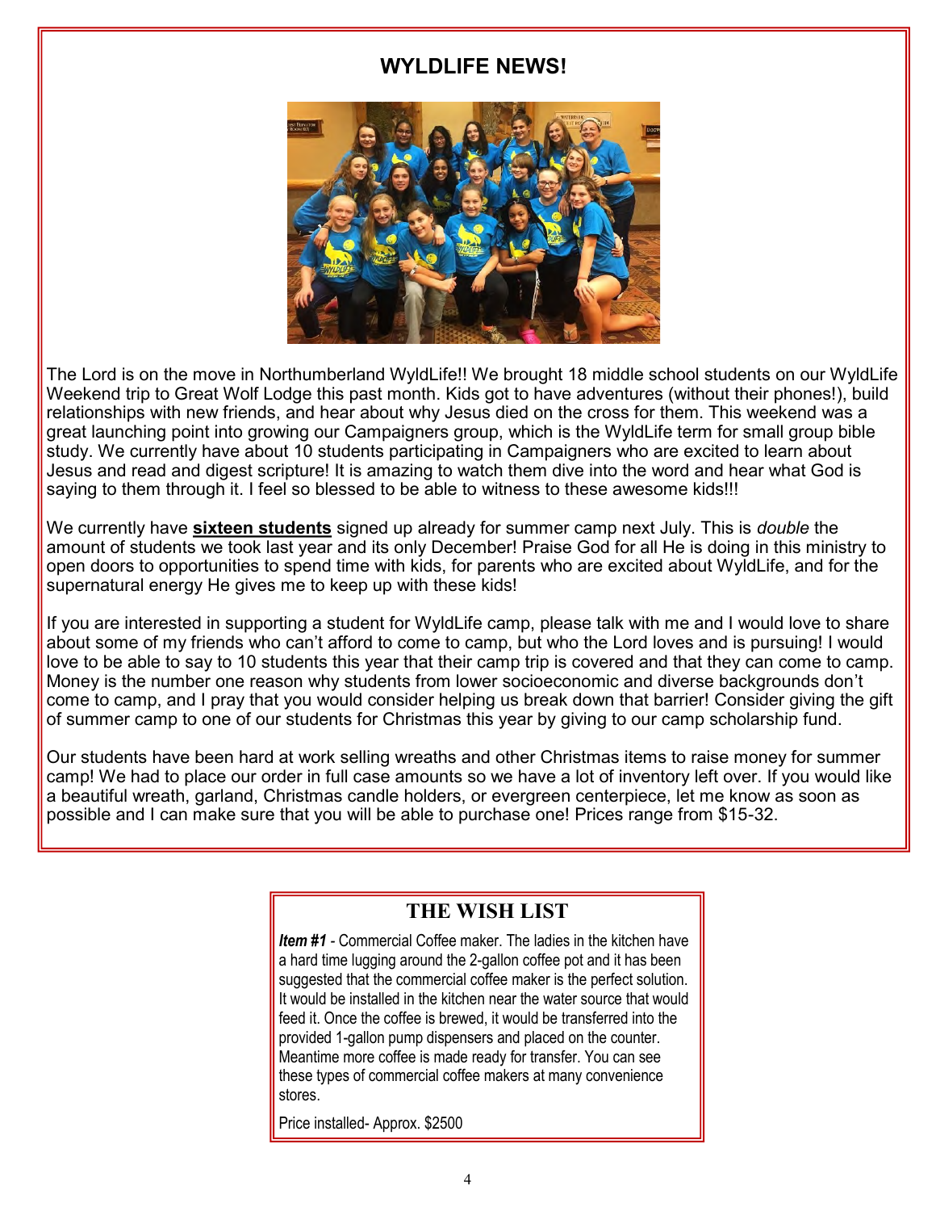## WYLDLIFE NEWS!

The Lord is on the move in Northumberland WyldLife!! We brought 18 middle school students on our WyldLife Weekend trip to Great Wolf Lodge this past month. Kids got to have adventures (without their phones!), build relationships with new friends, and hear about why Jesus died on the cross for them. This weekend was a great launching point into growing our Campaigners group, which is the WyldLife term for small group bible study. We currently have about 10 students participating in Campaigners who are excited to learn about Jesus and read and digest scripture! It is amazing to watch them dive into the word and hear what God is saying to them through it. I feel so blessed to be able to witness to these awesome kids!!!

We currently have **sixteen students** signed up already for summer camp next July. This is *double* the amount of students we took last year and its only December! Praise God for all He is doing in this ministry to open doors to opportunities to spend time with kids, for parents who are excited about WyldLife, and for the supernatural energy He gives me to keep up with these kids!

If you are interested in supporting a student for WyldLife camp, please talk with me and I would love to share about some of my friends who can't afford to come to camp, but who the Lord loves and is pursuing! I would love to be able to say to 10 students this year that their camp trip is covered and that they can come to camp. Money is the number one reason why students from lower socioeconomic and diverse backgrounds don't come to camp, and I pray that you would consider helping us break down that barrier! Consider giving the gift of summer camp to one of our students for Christmas this year by giving to our camp scholarship fund.

Our students have been hard at work selling wreaths and other Christmas items to raise money for summer camp! We had to place our order in full case amounts so we have a lot of inventory left over. If you would like a beautiful wreath, garland, Christmas candle holders, or evergreen centerpiece, let me know as soon as possible and I can make sure that you will be able to purchase one! Prices range from $15-32.

## THE WISH LIST

***Item #1*** - Commercial Coffee maker. The ladies in the kitchen have a hard time lugging around the 2-gallon coffee pot and it has been suggested that the commercial coffee maker is the perfect solution. It would be installed in the kitchen near the water source that would feed it. Once the coffee is brewed, it would be transferred into the provided 1-gallon pump dispensers and placed on the counter. Meantime more coffee is made ready for transfer. You can see these types of commercial coffee makers at many convenience stores.

Price installed- Approx. $2500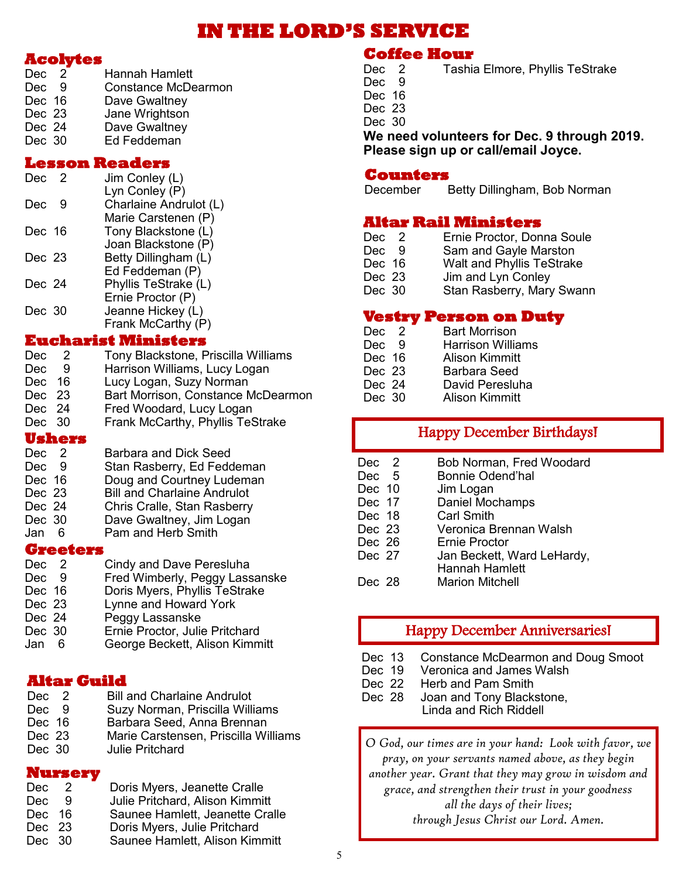# IN THE LORD'S SERVICE

## Acolytes

| | |
|---|---|
| Dec 2 | Hannah Hamlett |
| Dec 9 | Constance McDearmon |
| Dec 16 | Dave Gwaltney |
| Dec 23 | Jane Wrightson |
| Dec 24 | Dave Gwaltney |
| Dec 30 | Ed Feddeman |

## Lesson Readers

| | |
|---|---|
| Dec 2 | Jim Conley (L)<br>Lyn Conley (P) |
| Dec 9 | Charlaine Andrulot (L)<br>Marie Carstenen (P) |
| Dec 16 | Tony Blackstone (L)<br>Joan Blackstone (P) |
| Dec 23 | Betty Dillingham (L)<br>Ed Feddeman (P) |
| Dec 24 | Phyllis TeStrake (L)<br>Ernie Proctor (P) |
| Dec 30 | Jeanne Hickey (L)<br>Frank McCarthy (P) |

## Eucharist Ministers

| | |
|---|---|
| Dec 2 | Tony Blackstone, Priscilla Williams |
| Dec 9 | Harrison Williams, Lucy Logan |
| Dec 16 | Lucy Logan, Suzy Norman |
| Dec 23 | Bart Morrison, Constance McDearmon |
| Dec 24 | Fred Woodard, Lucy Logan |
| Dec 30 | Frank McCarthy, Phyllis TeStrake |

## Ushers

| | |
|---|---|
| Dec 2 | Barbara and Dick Seed |
| Dec 9 | Stan Rasberry, Ed Feddeman |
| Dec 16 | Doug and Courtney Ludeman |
| Dec 23 | Bill and Charlaine Andrulot |
| Dec 24 | Chris Cralle, Stan Rasberry |
| Dec 30 | Dave Gwaltney, Jim Logan |
| Jan 6 | Pam and Herb Smith |

## Greeters

| | |
|---|---|
| Dec 2 | Cindy and Dave Peresluha |
| Dec 9 | Fred Wimberly, Peggy Lassanske |
| Dec 16 | Doris Myers, Phyllis TeStrake |
| Dec 23 | Lynne and Howard York |
| Dec 24 | Peggy Lassanske |
| Dec 30 | Ernie Proctor, Julie Pritchard |
| Jan 6 | George Beckett, Alison Kimmitt |

## Altar Guild

| | |
|---|---|
| Dec 2 | Bill and Charlaine Andrulot |
| Dec 9 | Suzy Norman, Priscilla Williams |
| Dec 16 | Barbara Seed, Anna Brennan |
| Dec 23 | Marie Carstensen, Priscilla Williams |
| Dec 30 | Julie Pritchard |

## Nursery

| | |
|---|---|
| Dec 2 | Doris Myers, Jeanette Cralle |
| Dec 9 | Julie Pritchard, Alison Kimmitt |
| Dec 16 | Saunee Hamlett, Jeanette Cralle |
| Dec 23 | Doris Myers, Julie Pritchard |
| Dec 30 | Saunee Hamlett, Alison Kimmitt |

## Coffee Hour

| | |
|---|---|
| Dec 2 | Tashia Elmore, Phyllis TeStrake |
| Dec 9 | |
| Dec 16 | |
| Dec 23 | |
| Dec 30 | |

**We need volunteers for Dec. 9 through 2019. Please sign up or call/email Joyce.**

## Counters

| | |
|---|---|
| December | Betty Dillingham, Bob Norman |

## Altar Rail Ministers

| | |
|---|---|
| Dec 2 | Ernie Proctor, Donna Soule |
| Dec 9 | Sam and Gayle Marston |
| Dec 16 | Walt and Phyllis TeStrake |
| Dec 23 | Jim and Lyn Conley |
| Dec 30 | Stan Rasberry, Mary Swann |

## Vestry Person on Duty

| | |
|---|---|
| Dec 2 | Bart Morrison |
| Dec 9 | Harrison Williams |
| Dec 16 | Alison Kimmitt |
| Dec 23 | Barbara Seed |
| Dec 24 | David Peresluha |
| Dec 30 | Alison Kimmitt |

## Happy December Birthdays!

| | |
|---|---|
| Dec 2 | Bob Norman, Fred Woodard |
| Dec 5 | Bonnie Odend'hal |
| Dec 10 | Jim Logan |
| Dec 17 | Daniel Mochamps |
| Dec 18 | Carl Smith |
| Dec 23 | Veronica Brennan Walsh |
| Dec 26 | Ernie Proctor |
| Dec 27 | Jan Beckett, Ward LeHardy, Hannah Hamlett |
| Dec 28 | Marion Mitchell |

## Happy December Anniversaries!

| | |
|---|---|
| Dec 13 | Constance McDearmon and Doug Smoot |
| Dec 19 | Veronica and James Walsh |
| Dec 22 | Herb and Pam Smith |
| Dec 28 | Joan and Tony Blackstone, Linda and Rich Riddell |

*O God, our times are in your hand: Look with favor, we pray, on your servants named above, as they begin another year. Grant that they may grow in wisdom and grace, and strengthen their trust in your goodness all the days of their lives; through Jesus Christ our Lord. Amen.*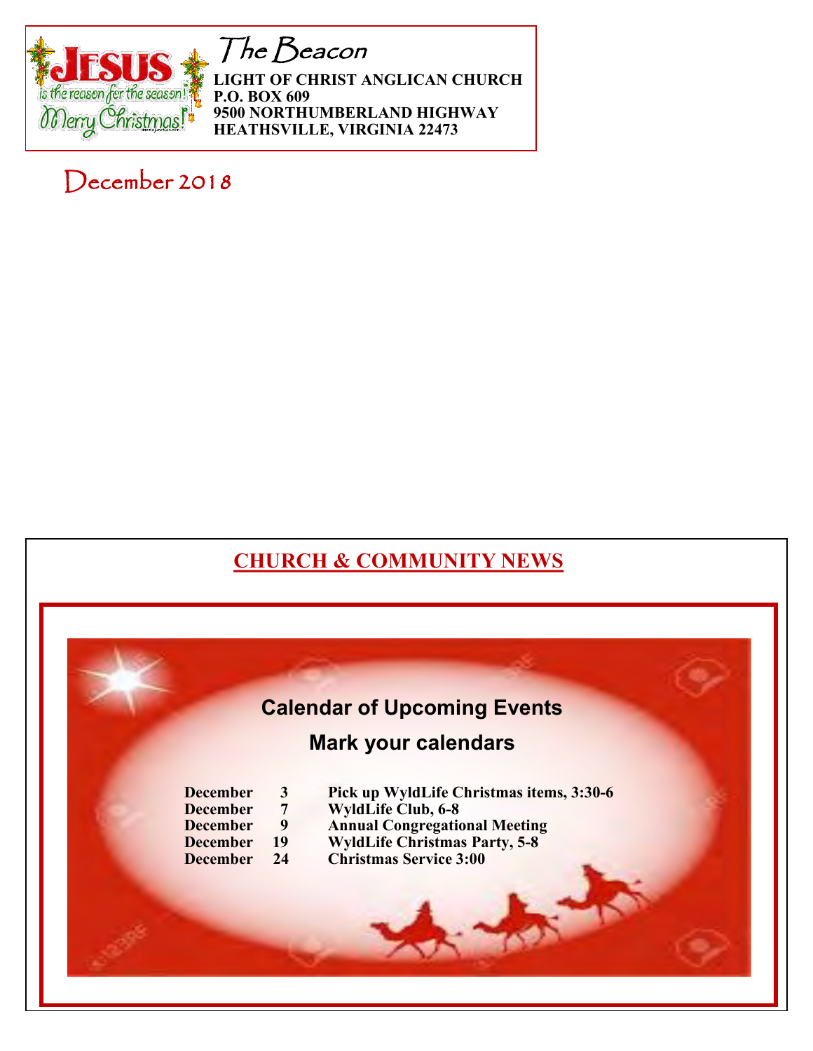# The Beacon

**LIGHT OF CHRIST ANGLICAN CHURCH**
**P.O. BOX 609**
**9500 NORTHUMBERLAND HIGHWAY**
**HEATHSVILLE, VIRGINIA 22473**

December 2018

## CHURCH & COMMUNITY NEWS

### Calendar of Upcoming Events

### Mark your calendars

| | | |
|---|---|---|
| **December** | **3** | **Pick up WyldLife Christmas items, 3:30-6** |
| **December** | **7** | **WyldLife Club, 6-8** |
| **December** | **9** | **Annual Congregational Meeting** |
| **December** | **19** | **WyldLife Christmas Party, 5-8** |
| **December** | **24** | **Christmas Service 3:00** |